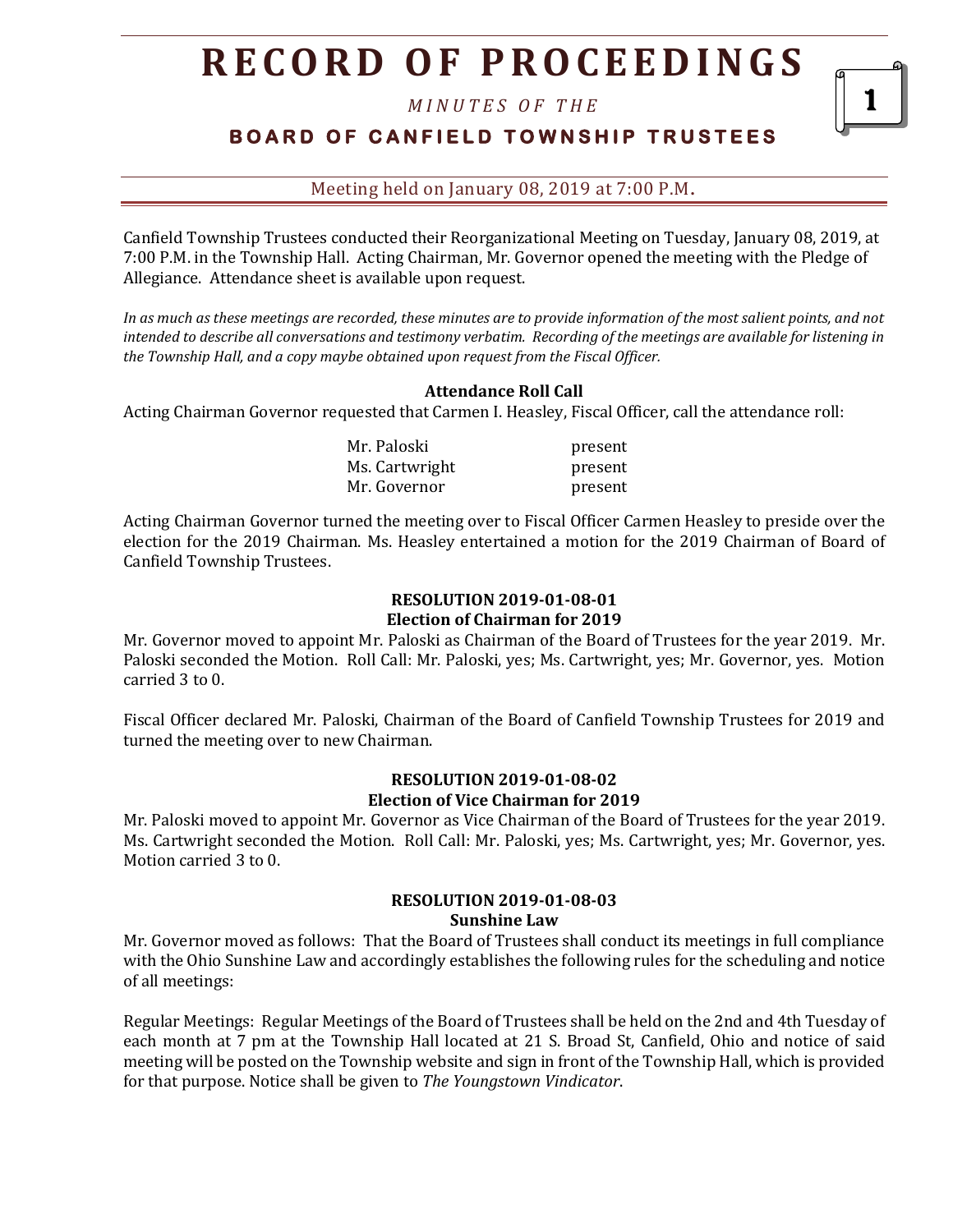# RECORD OF PROCEEDINGS

*MINUTES OF THE*

## BOARD OF CANFIELD TOWNSHIP TRUSTEES

Meeting held on January 08, 2019 at 7:00 P.M.

Canfield Township Trustees conducted their Reorganizational Meeting on Tuesday, January 08, 2019, at 7:00 P.M. in the Township Hall. Acting Chairman, Mr. Governor opened the meeting with the Pledge of Allegiance. Attendance sheet is available upon request.

*In as much as these meetings are recorded, these minutes are to provide information of the most salient points, and not intended to describe all conversations and testimony verbatim. Recording of the meetings are available for listening in the Township Hall, and a copy maybe obtained upon request from the Fiscal Officer.*

**Attendance Roll Call**

Acting Chairman Governor requested that Carmen I. Heasley, Fiscal Officer, call the attendance roll:

| | |
|---|---|
| Mr. Paloski | present |
| Ms. Cartwright | present |
| Mr. Governor | present |

Acting Chairman Governor turned the meeting over to Fiscal Officer Carmen Heasley to preside over the election for the 2019 Chairman. Ms. Heasley entertained a motion for the 2019 Chairman of Board of Canfield Township Trustees.

**RESOLUTION 2019-01-08-01**
**Election of Chairman for 2019**

Mr. Governor moved to appoint Mr. Paloski as Chairman of the Board of Trustees for the year 2019. Mr. Paloski seconded the Motion. Roll Call: Mr. Paloski, yes; Ms. Cartwright, yes; Mr. Governor, yes. Motion carried 3 to 0.

Fiscal Officer declared Mr. Paloski, Chairman of the Board of Canfield Township Trustees for 2019 and turned the meeting over to new Chairman.

**RESOLUTION 2019-01-08-02**
**Election of Vice Chairman for 2019**

Mr. Paloski moved to appoint Mr. Governor as Vice Chairman of the Board of Trustees for the year 2019. Ms. Cartwright seconded the Motion. Roll Call: Mr. Paloski, yes; Ms. Cartwright, yes; Mr. Governor, yes. Motion carried 3 to 0.

**RESOLUTION 2019-01-08-03**
**Sunshine Law**

Mr. Governor moved as follows: That the Board of Trustees shall conduct its meetings in full compliance with the Ohio Sunshine Law and accordingly establishes the following rules for the scheduling and notice of all meetings:

Regular Meetings: Regular Meetings of the Board of Trustees shall be held on the 2nd and 4th Tuesday of each month at 7 pm at the Township Hall located at 21 S. Broad St, Canfield, Ohio and notice of said meeting will be posted on the Township website and sign in front of the Township Hall, which is provided for that purpose. Notice shall be given to *The Youngstown Vindicator*.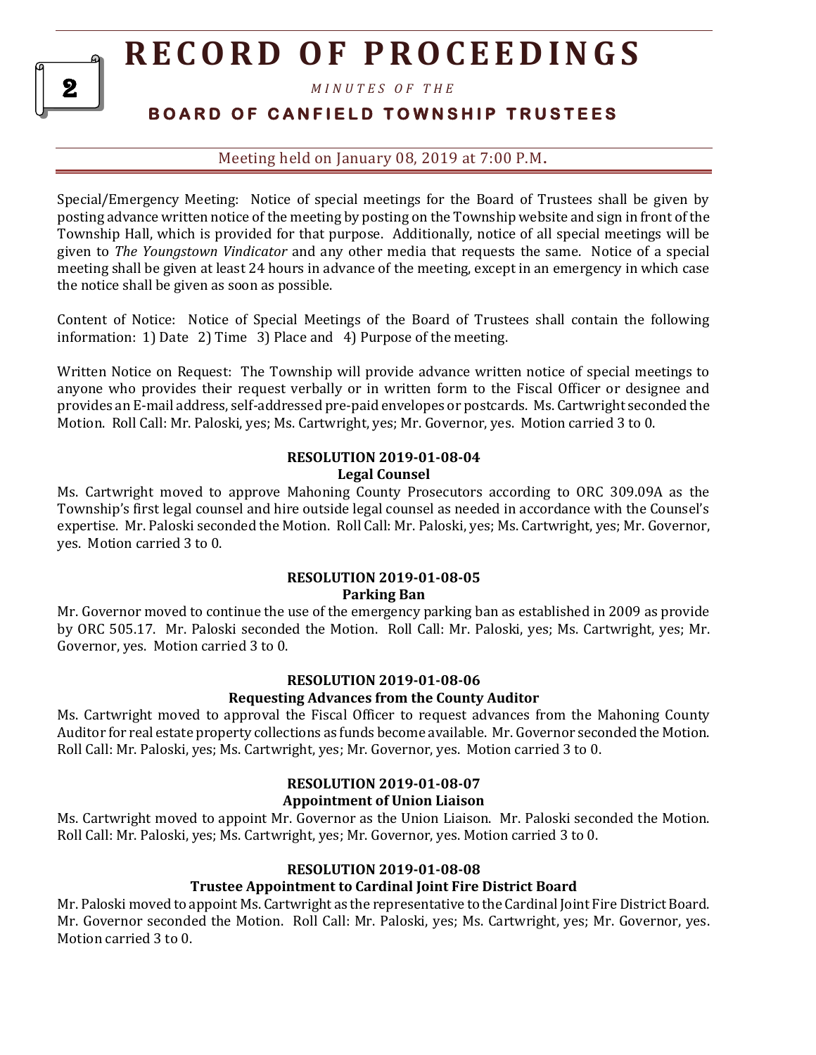Special/Emergency Meeting: Notice of special meetings for the Board of Trustees shall be given by posting advance written notice of the meeting by posting on the Township website and sign in front of the Township Hall, which is provided for that purpose. Additionally, notice of all special meetings will be given to *The Youngstown Vindicator* and any other media that requests the same. Notice of a special meeting shall be given at least 24 hours in advance of the meeting, except in an emergency in which case the notice shall be given as soon as possible.

Content of Notice: Notice of Special Meetings of the Board of Trustees shall contain the following information: 1) Date 2) Time 3) Place and 4) Purpose of the meeting.

Written Notice on Request: The Township will provide advance written notice of special meetings to anyone who provides their request verbally or in written form to the Fiscal Officer or designee and provides an E-mail address, self-addressed pre-paid envelopes or postcards. Ms. Cartwright seconded the Motion. Roll Call: Mr. Paloski, yes; Ms. Cartwright, yes; Mr. Governor, yes. Motion carried 3 to 0.

**RESOLUTION 2019-01-08-04**
**Legal Counsel**

Ms. Cartwright moved to approve Mahoning County Prosecutors according to ORC 309.09A as the Township's first legal counsel and hire outside legal counsel as needed in accordance with the Counsel's expertise. Mr. Paloski seconded the Motion. Roll Call: Mr. Paloski, yes; Ms. Cartwright, yes; Mr. Governor, yes. Motion carried 3 to 0.

**RESOLUTION 2019-01-08-05**
**Parking Ban**

Mr. Governor moved to continue the use of the emergency parking ban as established in 2009 as provide by ORC 505.17. Mr. Paloski seconded the Motion. Roll Call: Mr. Paloski, yes; Ms. Cartwright, yes; Mr. Governor, yes. Motion carried 3 to 0.

**RESOLUTION 2019-01-08-06**
**Requesting Advances from the County Auditor**

Ms. Cartwright moved to approval the Fiscal Officer to request advances from the Mahoning County Auditor for real estate property collections as funds become available. Mr. Governor seconded the Motion. Roll Call: Mr. Paloski, yes; Ms. Cartwright, yes; Mr. Governor, yes. Motion carried 3 to 0.

**RESOLUTION 2019-01-08-07**
**Appointment of Union Liaison**

Ms. Cartwright moved to appoint Mr. Governor as the Union Liaison. Mr. Paloski seconded the Motion. Roll Call: Mr. Paloski, yes; Ms. Cartwright, yes; Mr. Governor, yes. Motion carried 3 to 0.

**RESOLUTION 2019-01-08-08**
**Trustee Appointment to Cardinal Joint Fire District Board**

Mr. Paloski moved to appoint Ms. Cartwright as the representative to the Cardinal Joint Fire District Board. Mr. Governor seconded the Motion. Roll Call: Mr. Paloski, yes; Ms. Cartwright, yes; Mr. Governor, yes. Motion carried 3 to 0.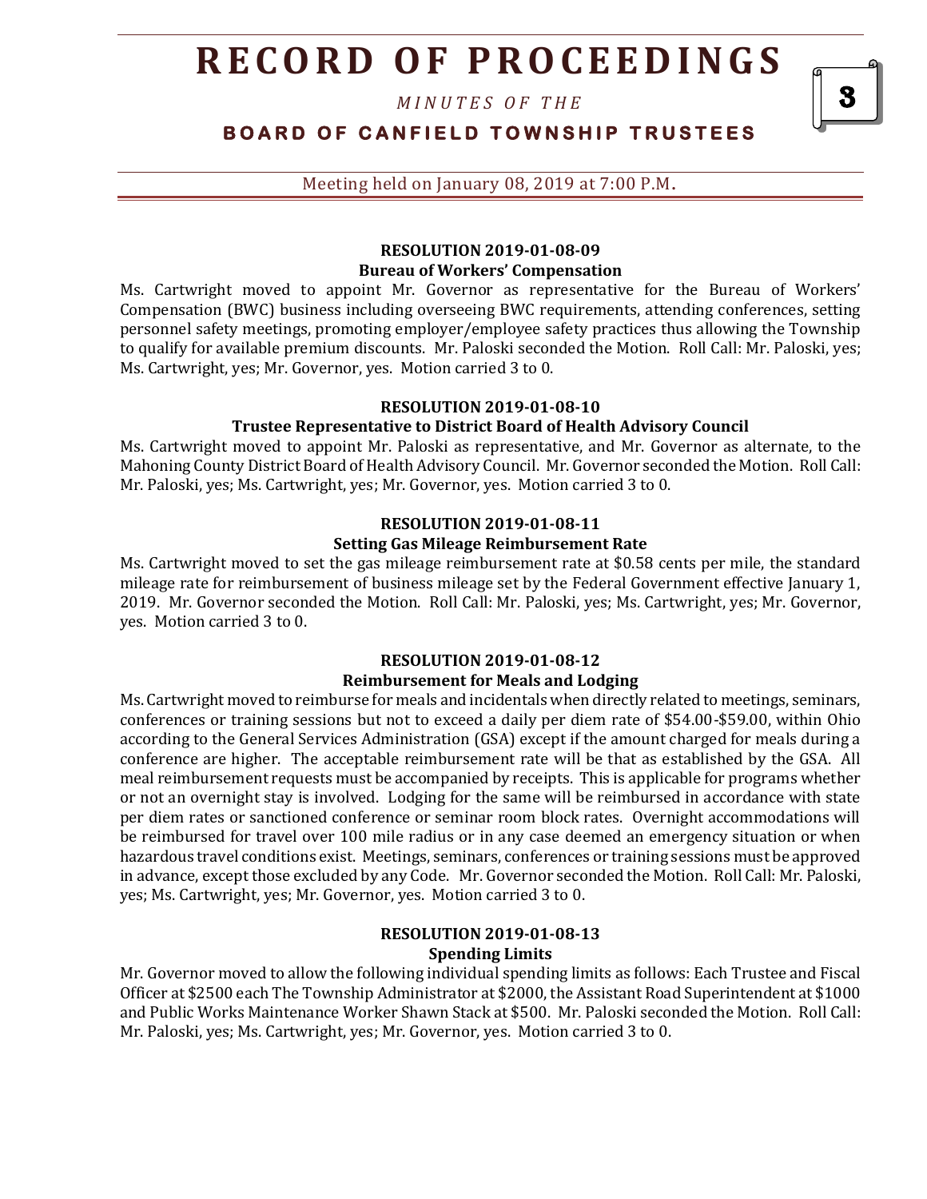#### RESOLUTION 2019-01-08-09
#### Bureau of Workers' Compensation

Ms. Cartwright moved to appoint Mr. Governor as representative for the Bureau of Workers' Compensation (BWC) business including overseeing BWC requirements, attending conferences, setting personnel safety meetings, promoting employer/employee safety practices thus allowing the Township to qualify for available premium discounts. Mr. Paloski seconded the Motion. Roll Call: Mr. Paloski, yes; Ms. Cartwright, yes; Mr. Governor, yes. Motion carried 3 to 0.

#### RESOLUTION 2019-01-08-10
#### Trustee Representative to District Board of Health Advisory Council

Ms. Cartwright moved to appoint Mr. Paloski as representative, and Mr. Governor as alternate, to the Mahoning County District Board of Health Advisory Council. Mr. Governor seconded the Motion. Roll Call: Mr. Paloski, yes; Ms. Cartwright, yes; Mr. Governor, yes. Motion carried 3 to 0.

#### RESOLUTION 2019-01-08-11
#### Setting Gas Mileage Reimbursement Rate

Ms. Cartwright moved to set the gas mileage reimbursement rate at $0.58 cents per mile, the standard mileage rate for reimbursement of business mileage set by the Federal Government effective January 1, 2019. Mr. Governor seconded the Motion. Roll Call: Mr. Paloski, yes; Ms. Cartwright, yes; Mr. Governor, yes. Motion carried 3 to 0.

#### RESOLUTION 2019-01-08-12
#### Reimbursement for Meals and Lodging

Ms. Cartwright moved to reimburse for meals and incidentals when directly related to meetings, seminars, conferences or training sessions but not to exceed a daily per diem rate of $54.00-$59.00, within Ohio according to the General Services Administration (GSA) except if the amount charged for meals during a conference are higher. The acceptable reimbursement rate will be that as established by the GSA. All meal reimbursement requests must be accompanied by receipts. This is applicable for programs whether or not an overnight stay is involved. Lodging for the same will be reimbursed in accordance with state per diem rates or sanctioned conference or seminar room block rates. Overnight accommodations will be reimbursed for travel over 100 mile radius or in any case deemed an emergency situation or when hazardous travel conditions exist. Meetings, seminars, conferences or training sessions must be approved in advance, except those excluded by any Code. Mr. Governor seconded the Motion. Roll Call: Mr. Paloski, yes; Ms. Cartwright, yes; Mr. Governor, yes. Motion carried 3 to 0.

#### RESOLUTION 2019-01-08-13
#### Spending Limits

Mr. Governor moved to allow the following individual spending limits as follows: Each Trustee and Fiscal Officer at $2500 each The Township Administrator at $2000, the Assistant Road Superintendent at $1000 and Public Works Maintenance Worker Shawn Stack at $500. Mr. Paloski seconded the Motion. Roll Call: Mr. Paloski, yes; Ms. Cartwright, yes; Mr. Governor, yes. Motion carried 3 to 0.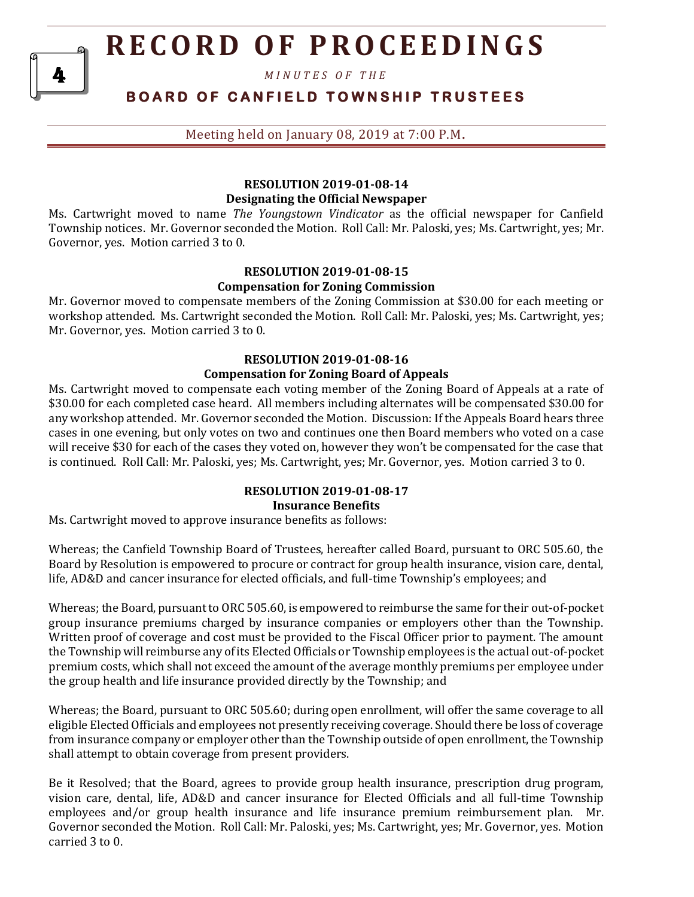**RESOLUTION 2019-01-08-14**
**Designating the Official Newspaper**

Ms. Cartwright moved to name *The Youngstown Vindicator* as the official newspaper for Canfield Township notices. Mr. Governor seconded the Motion. Roll Call: Mr. Paloski, yes; Ms. Cartwright, yes; Mr. Governor, yes. Motion carried 3 to 0.

**RESOLUTION 2019-01-08-15**
**Compensation for Zoning Commission**

Mr. Governor moved to compensate members of the Zoning Commission at $30.00 for each meeting or workshop attended. Ms. Cartwright seconded the Motion. Roll Call: Mr. Paloski, yes; Ms. Cartwright, yes; Mr. Governor, yes. Motion carried 3 to 0.

**RESOLUTION 2019-01-08-16**
**Compensation for Zoning Board of Appeals**

Ms. Cartwright moved to compensate each voting member of the Zoning Board of Appeals at a rate of $30.00 for each completed case heard. All members including alternates will be compensated $30.00 for any workshop attended. Mr. Governor seconded the Motion. Discussion: If the Appeals Board hears three cases in one evening, but only votes on two and continues one then Board members who voted on a case will receive $30 for each of the cases they voted on, however they won't be compensated for the case that is continued. Roll Call: Mr. Paloski, yes; Ms. Cartwright, yes; Mr. Governor, yes. Motion carried 3 to 0.

**RESOLUTION 2019-01-08-17**
**Insurance Benefits**

Ms. Cartwright moved to approve insurance benefits as follows:

Whereas; the Canfield Township Board of Trustees, hereafter called Board, pursuant to ORC 505.60, the Board by Resolution is empowered to procure or contract for group health insurance, vision care, dental, life, AD&D and cancer insurance for elected officials, and full-time Township's employees; and

Whereas; the Board, pursuant to ORC 505.60, is empowered to reimburse the same for their out-of-pocket group insurance premiums charged by insurance companies or employers other than the Township. Written proof of coverage and cost must be provided to the Fiscal Officer prior to payment. The amount the Township will reimburse any of its Elected Officials or Township employees is the actual out-of-pocket premium costs, which shall not exceed the amount of the average monthly premiums per employee under the group health and life insurance provided directly by the Township; and

Whereas; the Board, pursuant to ORC 505.60; during open enrollment, will offer the same coverage to all eligible Elected Officials and employees not presently receiving coverage. Should there be loss of coverage from insurance company or employer other than the Township outside of open enrollment, the Township shall attempt to obtain coverage from present providers.

Be it Resolved; that the Board, agrees to provide group health insurance, prescription drug program, vision care, dental, life, AD&D and cancer insurance for Elected Officials and all full-time Township employees and/or group health insurance and life insurance premium reimbursement plan. Mr. Governor seconded the Motion. Roll Call: Mr. Paloski, yes; Ms. Cartwright, yes; Mr. Governor, yes. Motion carried 3 to 0.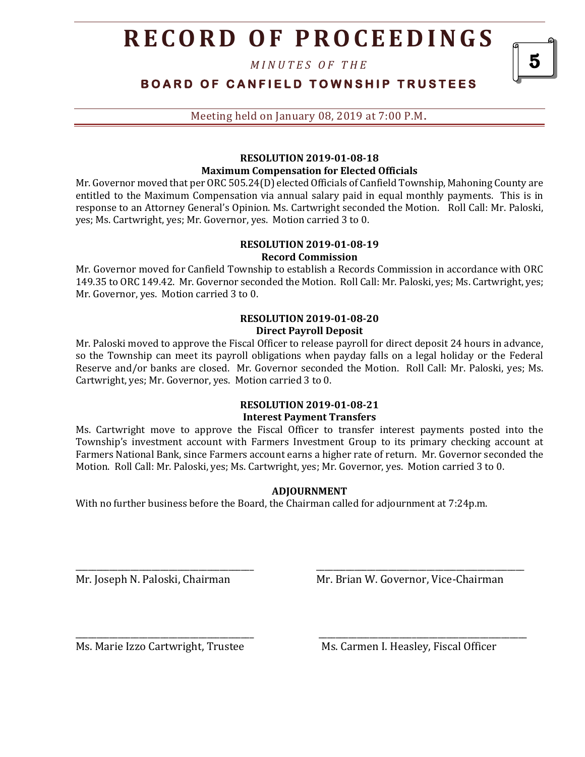# RECORD OF PROCEEDINGS

*MINUTES OF THE*

**BOARD OF CANFIELD TOWNSHIP TRUSTEES**

Meeting held on January 08, 2019 at 7:00 P.M.

**RESOLUTION 2019-01-08-18**
**Maximum Compensation for Elected Officials**

Mr. Governor moved that per ORC 505.24(D) elected Officials of Canfield Township, Mahoning County are entitled to the Maximum Compensation via annual salary paid in equal monthly payments. This is in response to an Attorney General's Opinion. Ms. Cartwright seconded the Motion. Roll Call: Mr. Paloski, yes; Ms. Cartwright, yes; Mr. Governor, yes. Motion carried 3 to 0.

**RESOLUTION 2019-01-08-19**
**Record Commission**

Mr. Governor moved for Canfield Township to establish a Records Commission in accordance with ORC 149.35 to ORC 149.42. Mr. Governor seconded the Motion. Roll Call: Mr. Paloski, yes; Ms. Cartwright, yes; Mr. Governor, yes. Motion carried 3 to 0.

**RESOLUTION 2019-01-08-20**
**Direct Payroll Deposit**

Mr. Paloski moved to approve the Fiscal Officer to release payroll for direct deposit 24 hours in advance, so the Township can meet its payroll obligations when payday falls on a legal holiday or the Federal Reserve and/or banks are closed. Mr. Governor seconded the Motion. Roll Call: Mr. Paloski, yes; Ms. Cartwright, yes; Mr. Governor, yes. Motion carried 3 to 0.

**RESOLUTION 2019-01-08-21**
**Interest Payment Transfers**

Ms. Cartwright move to approve the Fiscal Officer to transfer interest payments posted into the Township's investment account with Farmers Investment Group to its primary checking account at Farmers National Bank, since Farmers account earns a higher rate of return. Mr. Governor seconded the Motion. Roll Call: Mr. Paloski, yes; Ms. Cartwright, yes; Mr. Governor, yes. Motion carried 3 to 0.

**ADJOURNMENT**

With no further business before the Board, the Chairman called for adjournment at 7:24p.m.

\_\_\_\_\_\_\_\_\_\_\_\_\_\_\_\_\_\_\_\_\_\_\_\_\_\_\_\_\_\_\_\_\_\_\_\_\_\_\_\_
Mr. Joseph N. Paloski, Chairman

\_\_\_\_\_\_\_\_\_\_\_\_\_\_\_\_\_\_\_\_\_\_\_\_\_\_\_\_\_\_\_\_\_\_\_\_\_\_\_\_
Mr. Brian W. Governor, Vice-Chairman

\_\_\_\_\_\_\_\_\_\_\_\_\_\_\_\_\_\_\_\_\_\_\_\_\_\_\_\_\_\_\_\_\_\_\_\_\_\_\_\_
Ms. Marie Izzo Cartwright, Trustee

\_\_\_\_\_\_\_\_\_\_\_\_\_\_\_\_\_\_\_\_\_\_\_\_\_\_\_\_\_\_\_\_\_\_\_\_\_\_\_\_
Ms. Carmen I. Heasley, Fiscal Officer